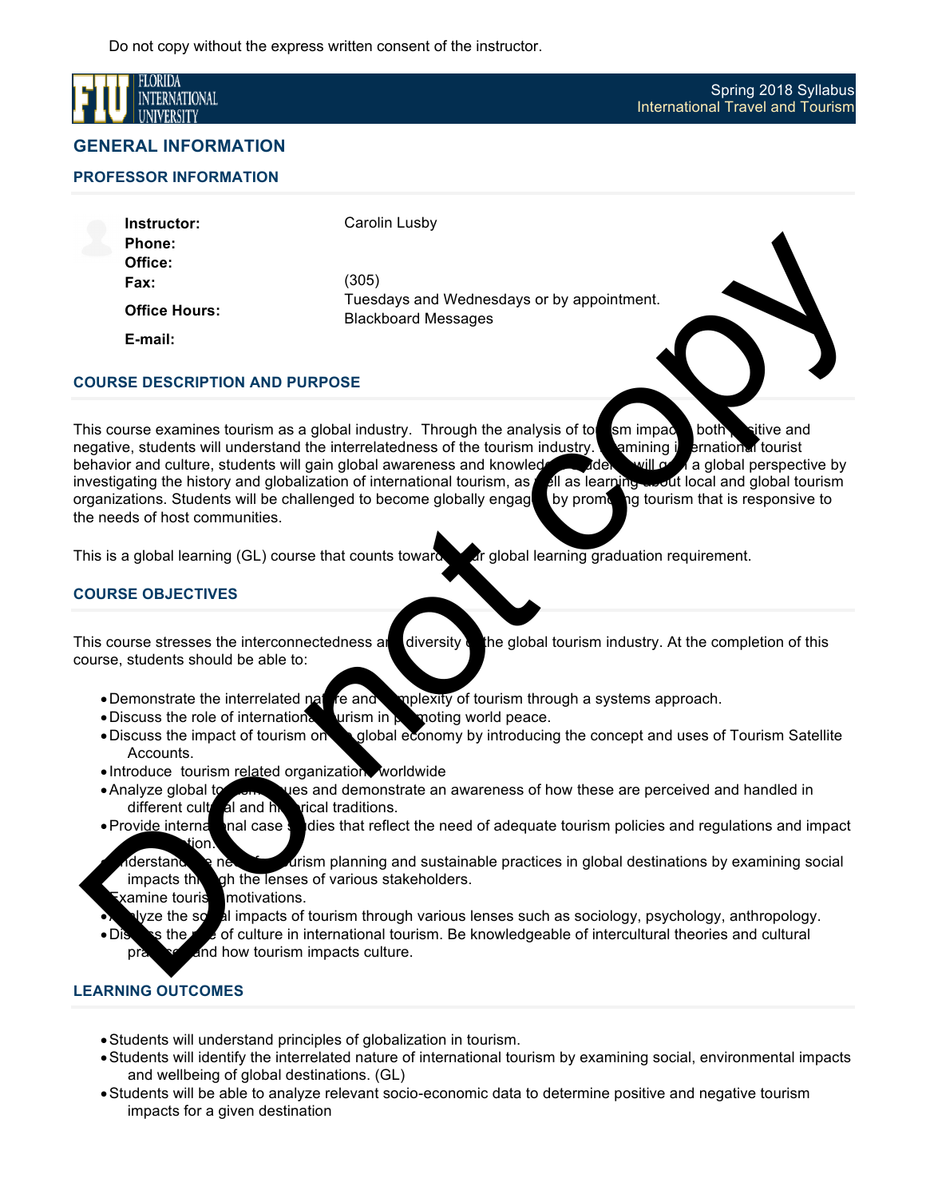Do not copy without the express written consent of the instructor.

Spring 2018 Syllabus
International Travel and Tourism

# GENERAL INFORMATION

## PROFESSOR INFORMATION

| | |
|---|---|
| **Instructor:** | Carolin Lusby |
| **Phone:** | |
| **Office:** | |
| **Fax:** | (305) |
| **Office Hours:** | Tuesdays and Wednesdays or by appointment. |
| **E-mail:** | Blackboard Messages |

## COURSE DESCRIPTION AND PURPOSE

This course examines tourism as a global industry. Through the analysis of tourism impacts, both positive and negative, students will understand the interrelatedness of the tourism industry. Examining international tourist behavior and culture, students will gain global awareness and knowledge. Students will gain a global perspective by investigating the history and globalization of international tourism, as well as learning about local and global tourism organizations. Students will be challenged to become globally engaged by promoting tourism that is responsive to the needs of host communities.

This is a global learning (GL) course that counts toward your global learning graduation requirement.

## COURSE OBJECTIVES

This course stresses the interconnectedness and diversity of the global tourism industry. At the completion of this course, students should be able to:

- Demonstrate the interrelated nature and complexity of tourism through a systems approach.
- Discuss the role of international tourism in promoting world peace.
- Discuss the impact of tourism on the global economy by introducing the concept and uses of Tourism Satellite Accounts.
- Introduce tourism related organizations worldwide
- Analyze global tourism issues and demonstrate an awareness of how these are perceived and handled in different cultural and historical traditions.
- Provide international case studies that reflect the need of adequate tourism policies and regulations and impact evaluation.
- Understand the need for tourism planning and sustainable practices in global destinations by examining social impacts through the lenses of various stakeholders.
- Examine tourist motivations.
- Analyze the social impacts of tourism through various lenses such as sociology, psychology, anthropology.
- Discuss the role of culture in international tourism. Be knowledgeable of intercultural theories and cultural practices and how tourism impacts culture.

## LEARNING OUTCOMES

- Students will understand principles of globalization in tourism.
- Students will identify the interrelated nature of international tourism by examining social, environmental impacts and wellbeing of global destinations. (GL)
- Students will be able to analyze relevant socio-economic data to determine positive and negative tourism impacts for a given destination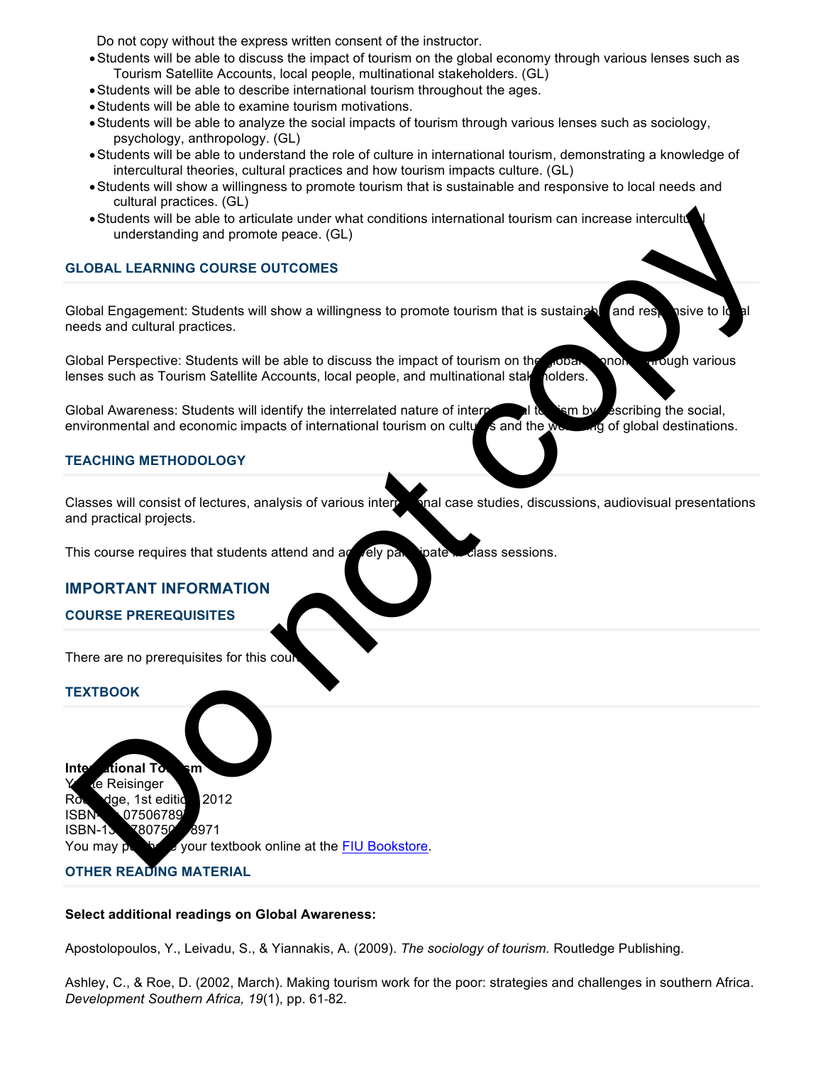- Students will be able to discuss the impact of tourism on the global economy through various lenses such as Tourism Satellite Accounts, local people, multinational stakeholders. (GL)
- Students will be able to describe international tourism throughout the ages.
- Students will be able to examine tourism motivations.
- Students will be able to analyze the social impacts of tourism through various lenses such as sociology, psychology, anthropology. (GL)
- Students will be able to understand the role of culture in international tourism, demonstrating a knowledge of intercultural theories, cultural practices and how tourism impacts culture. (GL)
- Students will show a willingness to promote tourism that is sustainable and responsive to local needs and cultural practices. (GL)
- Students will be able to articulate under what conditions international tourism can increase intercultural understanding and promote peace. (GL)

### GLOBAL LEARNING COURSE OUTCOMES

Global Engagement: Students will show a willingness to promote tourism that is sustainable and responsive to local needs and cultural practices.

Global Perspective: Students will be able to discuss the impact of tourism on the global economy through various lenses such as Tourism Satellite Accounts, local people, and multinational stakeholders.

Global Awareness: Students will identify the interrelated nature of international tourism by describing the social, environmental and economic impacts of international tourism on cultures and the well-being of global destinations.

### TEACHING METHODOLOGY

Classes will consist of lectures, analysis of various international case studies, discussions, audiovisual presentations and practical projects.

This course requires that students attend and actively participate in class sessions.

## IMPORTANT INFORMATION

### COURSE PREREQUISITES

There are no prerequisites for this course.

### TEXTBOOK

**International Tourism**
Yvette Reisinger
Routledge, 1st edition, 2012
ISBN-10: 0750678976
ISBN-13: 9780750678971
You may purchase your textbook online at the FIU Bookstore.

### OTHER READING MATERIAL

**Select additional readings on Global Awareness:**

Apostolopoulos, Y., Leivadu, S., & Yiannakis, A. (2009). *The sociology of tourism.* Routledge Publishing.

Ashley, C., & Roe, D. (2002, March). Making tourism work for the poor: strategies and challenges in southern Africa. *Development Southern Africa, 19*(1), pp. 61-82.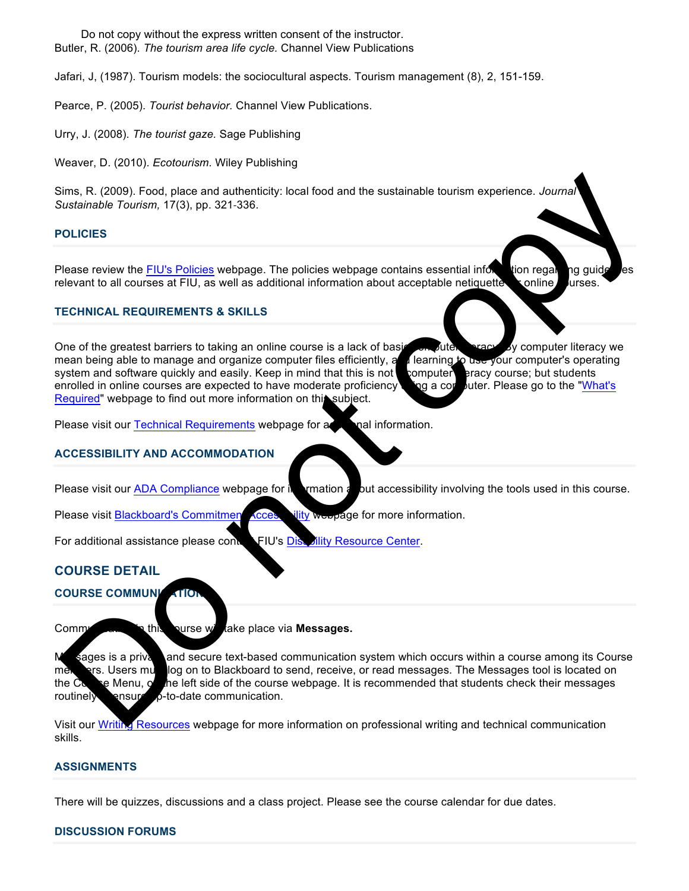Butler, R. (2006). *The tourism area life cycle.* Channel View Publications

Jafari, J, (1987). Tourism models: the sociocultural aspects. Tourism management (8), 2, 151-159.

Pearce, P. (2005). *Tourist behavior.* Channel View Publications.

Urry, J. (2008). *The tourist gaze.* Sage Publishing

Weaver, D. (2010). *Ecotourism.* Wiley Publishing

Sims, R. (2009). Food, place and authenticity: local food and the sustainable tourism experience. *Journal of Sustainable Tourism,* 17(3), pp. 321-336.

## POLICIES

Please review the FIU's Policies webpage. The policies webpage contains essential information regarding guidelines relevant to all courses at FIU, as well as additional information about acceptable netiquette for online courses.

## TECHNICAL REQUIREMENTS & SKILLS

One of the greatest barriers to taking an online course is a lack of basic computer literacy. By computer literacy we mean being able to manage and organize computer files efficiently, and learning to use your computer's operating system and software quickly and easily. Keep in mind that this is not a computer literacy course; but students enrolled in online courses are expected to have moderate proficiency using a computer. Please go to the "What's Required" webpage to find out more information on this subject.

Please visit our Technical Requirements webpage for additional information.

## ACCESSIBILITY AND ACCOMMODATION

Please visit our ADA Compliance webpage for information about accessibility involving the tools used in this course.

Please visit Blackboard's Commitment Accessibility webpage for more information.

For additional assistance please contact FIU's Disability Resource Center.

# COURSE DETAIL

## COURSE COMMUNICATION

Communication in this course will take place via **Messages.**

Messages is a private and secure text-based communication system which occurs within a course among its Course members. Users must log on to Blackboard to send, receive, or read messages. The Messages tool is located on the Course Menu, on the left side of the course webpage. It is recommended that students check their messages routinely to ensure up-to-date communication.

Visit our Writing Resources webpage for more information on professional writing and technical communication skills.

## ASSIGNMENTS

There will be quizzes, discussions and a class project. Please see the course calendar for due dates.

## DISCUSSION FORUMS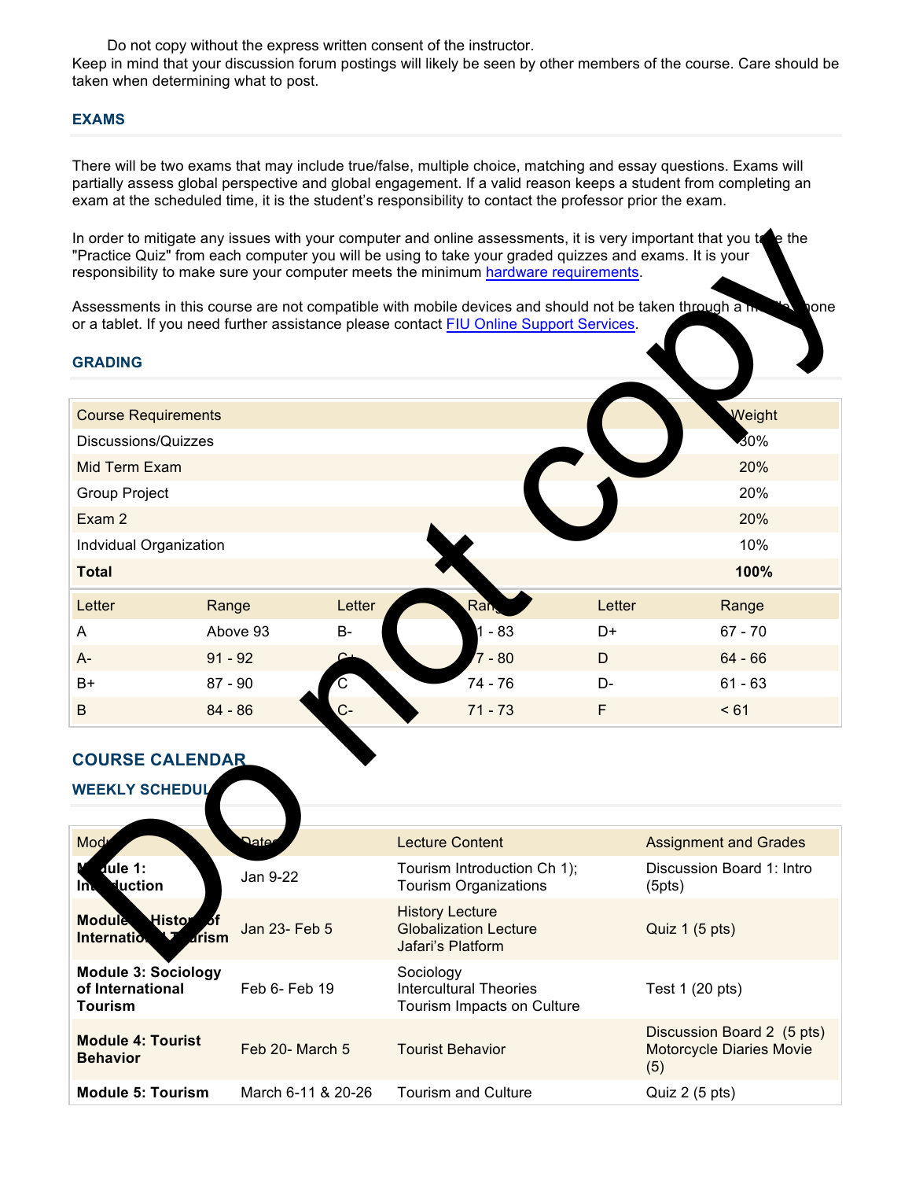Do not copy without the express written consent of the instructor.
Keep in mind that your discussion forum postings will likely be seen by other members of the course. Care should be taken when determining what to post.

### EXAMS

There will be two exams that may include true/false, multiple choice, matching and essay questions. Exams will partially assess global perspective and global engagement. If a valid reason keeps a student from completing an exam at the scheduled time, it is the student's responsibility to contact the professor prior the exam.

In order to mitigate any issues with your computer and online assessments, it is very important that you take the "Practice Quiz" from each computer you will be using to take your graded quizzes and exams. It is your responsibility to make sure your computer meets the minimum hardware requirements.

Assessments in this course are not compatible with mobile devices and should not be taken through a mobile phone or a tablet. If you need further assistance please contact FIU Online Support Services.

### GRADING

| Course Requirements | Weight |
|---|---|
| Discussions/Quizzes | 30% |
| Mid Term Exam | 20% |
| Group Project | 20% |
| Exam 2 | 20% |
| Indvidual Organization | 10% |
| **Total** | **100%** |

| Letter | Range | Letter | Range | Letter | Range |
|---|---|---|---|---|---|
| A | Above 93 | B- | 81 - 83 | D+ | 67 - 70 |
| A- | 91 - 92 | C+ | 77 - 80 | D | 64 - 66 |
| B+ | 87 - 90 | C | 74 - 76 | D- | 61 - 63 |
| B | 84 - 86 | C- | 71 - 73 | F | < 61 |

## COURSE CALENDAR

### WEEKLY SCHEDULE

| Module | Dates | Lecture Content | Assignment and Grades |
|---|---|---|---|
| **Module 1: Introduction** | Jan 9-22 | Tourism Introduction Ch 1); Tourism Organizations | Discussion Board 1: Intro (5pts) |
| **Module 2: History of International Tourism** | Jan 23- Feb 5 | History Lecture<br>Globalization Lecture<br>Jafari's Platform | Quiz 1 (5 pts) |
| **Module 3: Sociology of International Tourism** | Feb 6- Feb 19 | Sociology<br>Intercultural Theories<br>Tourism Impacts on Culture | Test 1 (20 pts) |
| **Module 4: Tourist Behavior** | Feb 20- March 5 | Tourist Behavior | Discussion Board 2 (5 pts)<br>Motorcycle Diaries Movie (5) |
| **Module 5: Tourism** | March 6-11 & 20-26 | Tourism and Culture | Quiz 2 (5 pts) |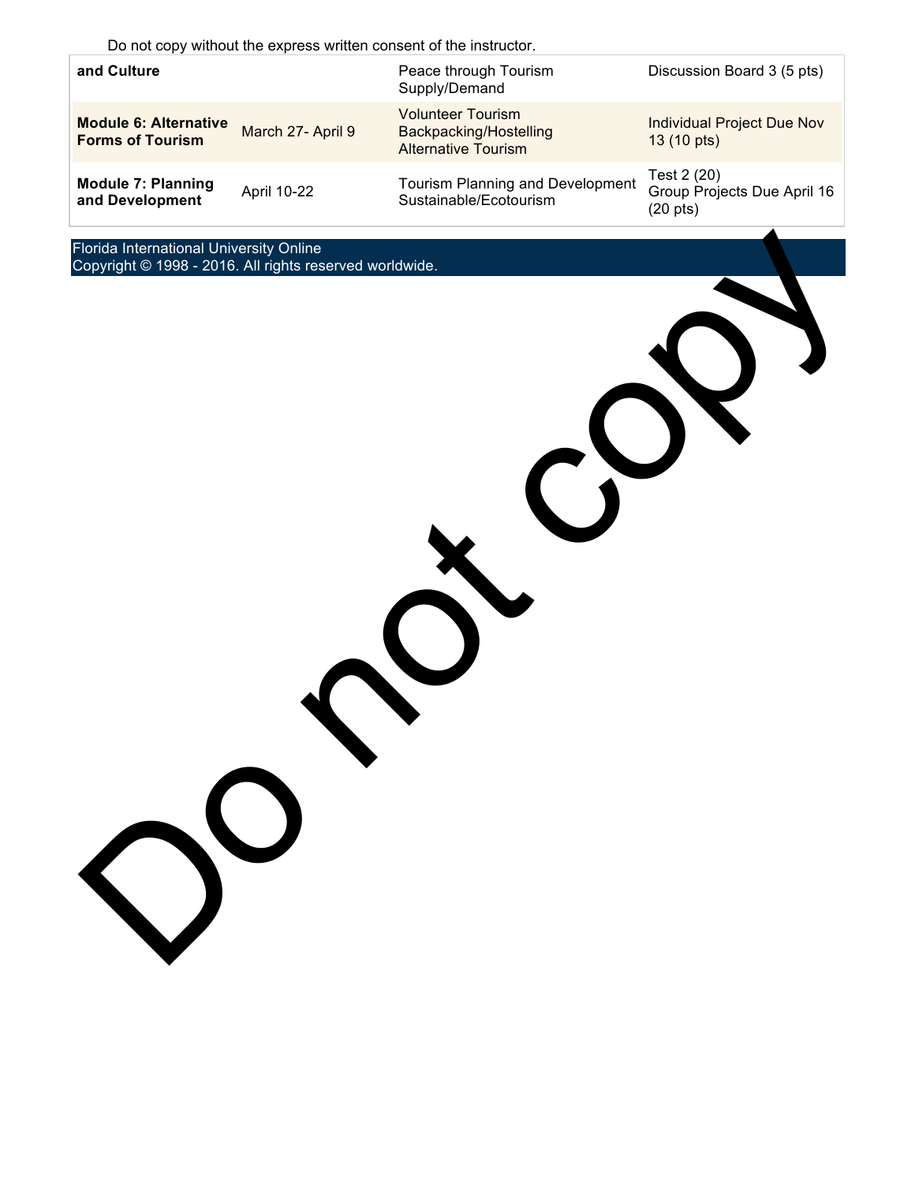Do not copy without the express written consent of the instructor.

| | | | |
|---|---|---|---|
| **and Culture** | | Peace through Tourism<br>Supply/Demand | Discussion Board 3 (5 pts) |
| **Module 6: Alternative Forms of Tourism** | March 27- April 9 | Volunteer Tourism<br>Backpacking/Hostelling<br>Alternative Tourism | Individual Project Due Nov 13 (10 pts) |
| **Module 7: Planning and Development** | April 10-22 | Tourism Planning and Development<br>Sustainable/Ecotourism | Test 2 (20)<br>Group Projects Due April 16 (20 pts) |

Florida International University Online
Copyright © 1998 - 2016. All rights reserved worldwide.

Do not copy